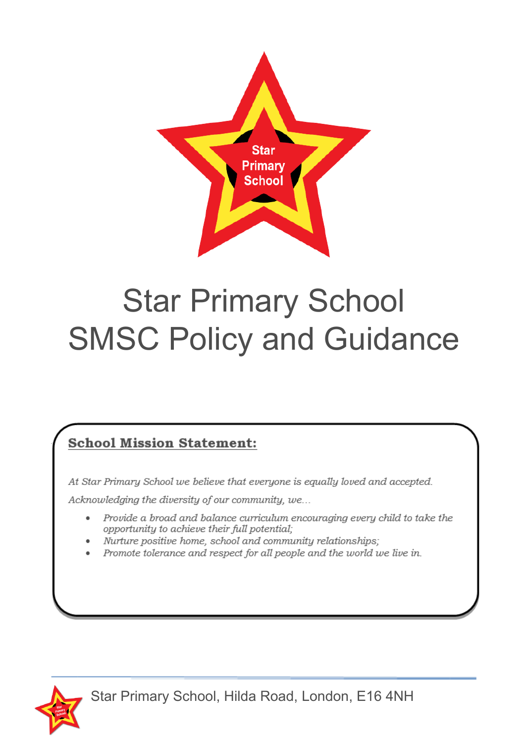# Star Primary School
# SMSC Policy and Guidance

## School Mission Statement:

*At Star Primary School we believe that everyone is equally loved and accepted.*

*Acknowledging the diversity of our community, we…*

- *Provide a broad and balance curriculum encouraging every child to take the opportunity to achieve their full potential;*
- *Nurture positive home, school and community relationships;*
- *Promote tolerance and respect for all people and the world we live in.*

Star Primary School, Hilda Road, London, E16 4NH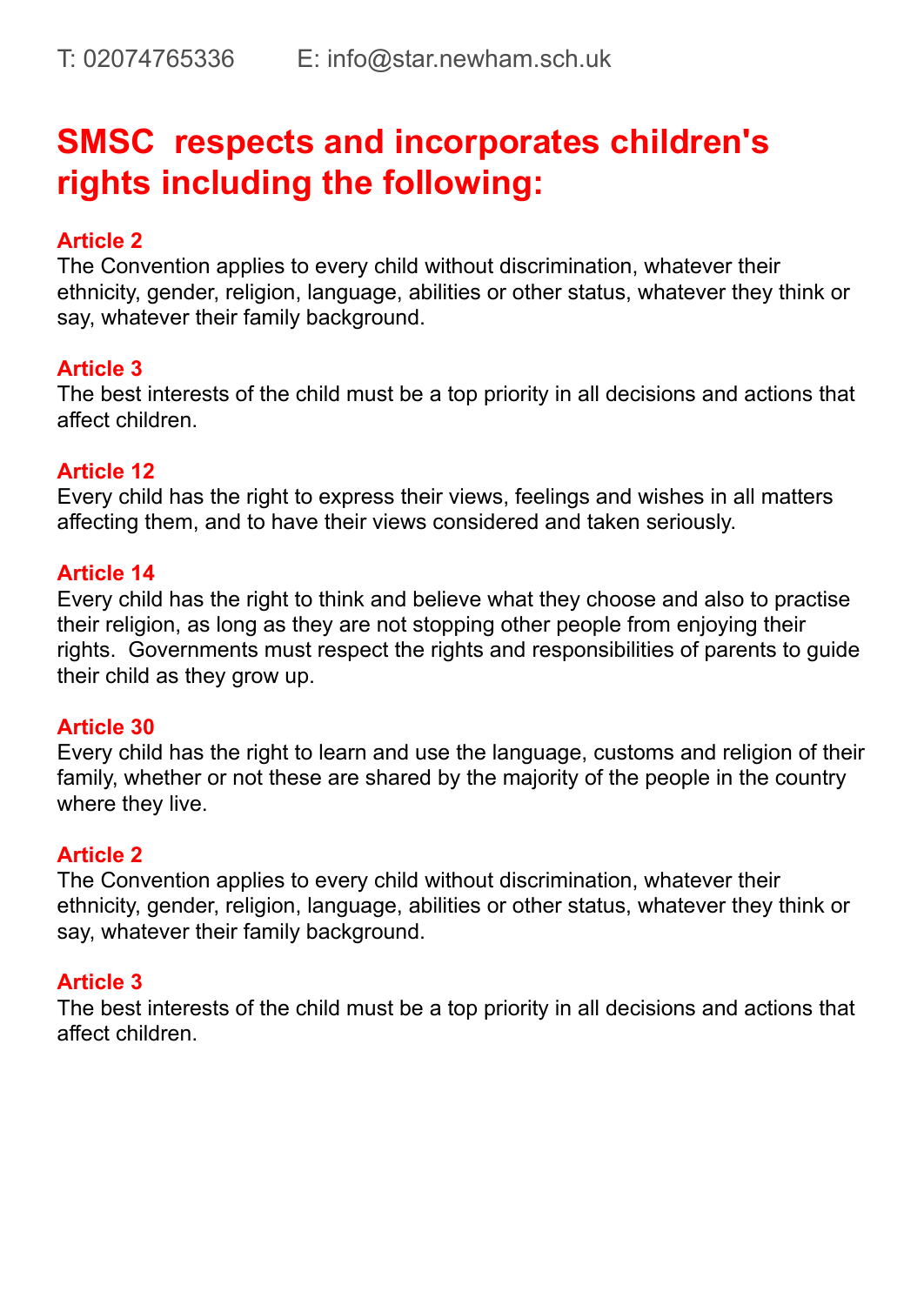T: 02074765336        E: info@star.newham.sch.uk

# SMSC respects and incorporates children's rights including the following:

**Article 2**
The Convention applies to every child without discrimination, whatever their ethnicity, gender, religion, language, abilities or other status, whatever they think or say, whatever their family background.

**Article 3**
The best interests of the child must be a top priority in all decisions and actions that affect children.

**Article 12**
Every child has the right to express their views, feelings and wishes in all matters affecting them, and to have their views considered and taken seriously.

**Article 14**
Every child has the right to think and believe what they choose and also to practise their religion, as long as they are not stopping other people from enjoying their rights. Governments must respect the rights and responsibilities of parents to guide their child as they grow up.

**Article 30**
Every child has the right to learn and use the language, customs and religion of their family, whether or not these are shared by the majority of the people in the country where they live.

**Article 2**
The Convention applies to every child without discrimination, whatever their ethnicity, gender, religion, language, abilities or other status, whatever they think or say, whatever their family background.

**Article 3**
The best interests of the child must be a top priority in all decisions and actions that affect children.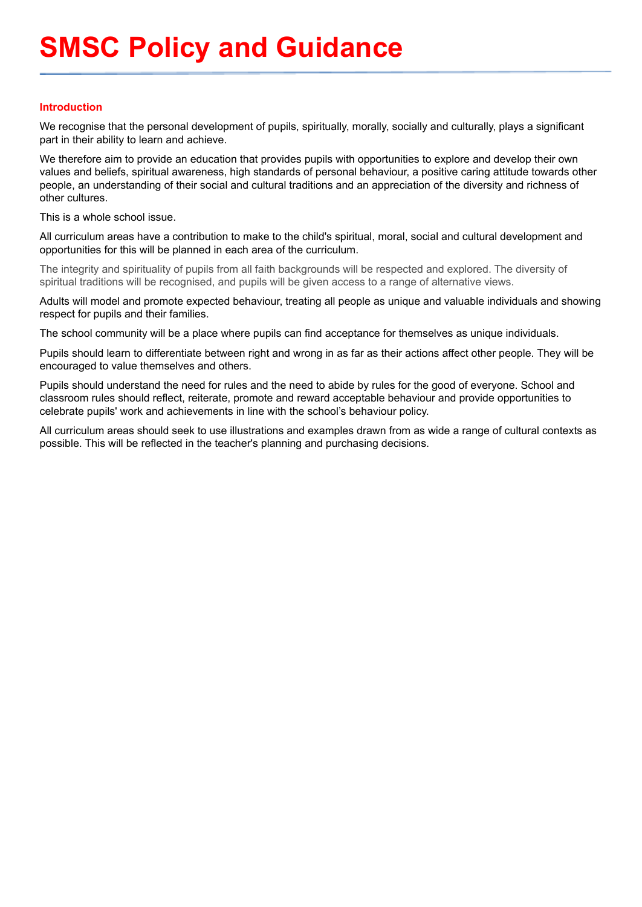# SMSC Policy and Guidance

## Introduction

We recognise that the personal development of pupils, spiritually, morally, socially and culturally, plays a significant part in their ability to learn and achieve.

We therefore aim to provide an education that provides pupils with opportunities to explore and develop their own values and beliefs, spiritual awareness, high standards of personal behaviour, a positive caring attitude towards other people, an understanding of their social and cultural traditions and an appreciation of the diversity and richness of other cultures.

This is a whole school issue.

All curriculum areas have a contribution to make to the child's spiritual, moral, social and cultural development and opportunities for this will be planned in each area of the curriculum.

The integrity and spirituality of pupils from all faith backgrounds will be respected and explored. The diversity of spiritual traditions will be recognised, and pupils will be given access to a range of alternative views.

Adults will model and promote expected behaviour, treating all people as unique and valuable individuals and showing respect for pupils and their families.

The school community will be a place where pupils can find acceptance for themselves as unique individuals.

Pupils should learn to differentiate between right and wrong in as far as their actions affect other people. They will be encouraged to value themselves and others.

Pupils should understand the need for rules and the need to abide by rules for the good of everyone. School and classroom rules should reflect, reiterate, promote and reward acceptable behaviour and provide opportunities to celebrate pupils' work and achievements in line with the school's behaviour policy.

All curriculum areas should seek to use illustrations and examples drawn from as wide a range of cultural contexts as possible. This will be reflected in the teacher's planning and purchasing decisions.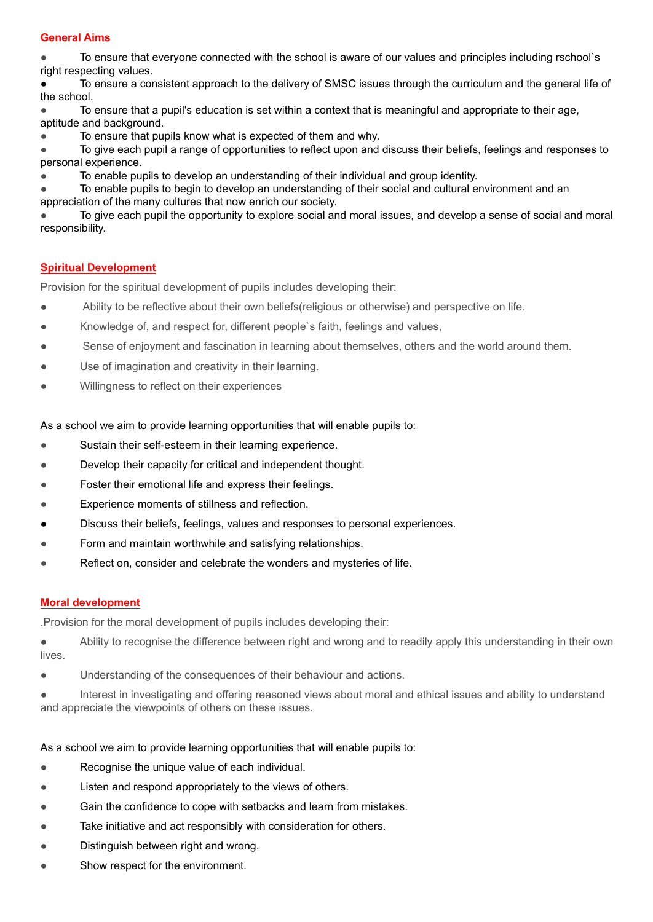## General Aims

- To ensure that everyone connected with the school is aware of our values and principles including rschool`s right respecting values.
- To ensure a consistent approach to the delivery of SMSC issues through the curriculum and the general life of the school.
- To ensure that a pupil's education is set within a context that is meaningful and appropriate to their age, aptitude and background.
- To ensure that pupils know what is expected of them and why.
- To give each pupil a range of opportunities to reflect upon and discuss their beliefs, feelings and responses to personal experience.
- To enable pupils to develop an understanding of their individual and group identity.
- To enable pupils to begin to develop an understanding of their social and cultural environment and an appreciation of the many cultures that now enrich our society.
- To give each pupil the opportunity to explore social and moral issues, and develop a sense of social and moral responsibility.

## Spiritual Development

Provision for the spiritual development of pupils includes developing their:

- Ability to be reflective about their own beliefs(religious or otherwise) and perspective on life.
- Knowledge of, and respect for, different people`s faith, feelings and values,
- Sense of enjoyment and fascination in learning about themselves, others and the world around them.
- Use of imagination and creativity in their learning.
- Willingness to reflect on their experiences

As a school we aim to provide learning opportunities that will enable pupils to:

- Sustain their self-esteem in their learning experience.
- Develop their capacity for critical and independent thought.
- Foster their emotional life and express their feelings.
- Experience moments of stillness and reflection.
- Discuss their beliefs, feelings, values and responses to personal experiences.
- Form and maintain worthwhile and satisfying relationships.
- Reflect on, consider and celebrate the wonders and mysteries of life.

## Moral development

.Provision for the moral development of pupils includes developing their:

- Ability to recognise the difference between right and wrong and to readily apply this understanding in their own lives.
- Understanding of the consequences of their behaviour and actions.
- Interest in investigating and offering reasoned views about moral and ethical issues and ability to understand and appreciate the viewpoints of others on these issues.

As a school we aim to provide learning opportunities that will enable pupils to:

- Recognise the unique value of each individual.
- Listen and respond appropriately to the views of others.
- Gain the confidence to cope with setbacks and learn from mistakes.
- Take initiative and act responsibly with consideration for others.
- Distinguish between right and wrong.
- Show respect for the environment.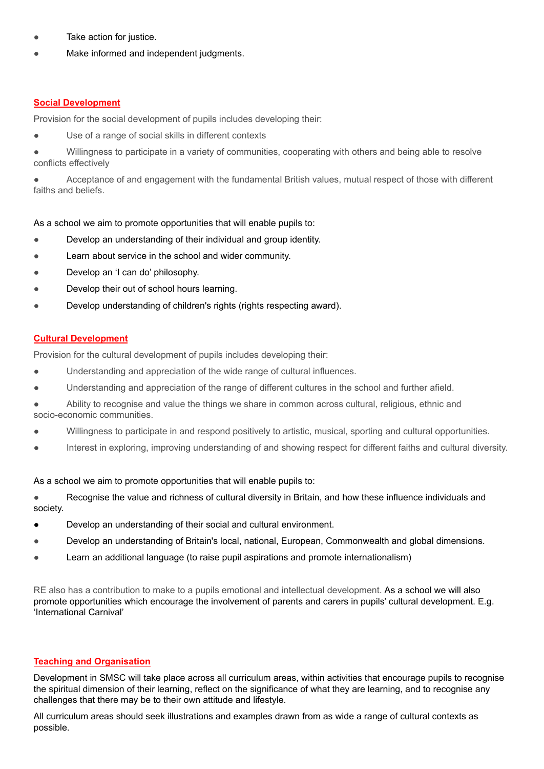- Take action for justice.
- Make informed and independent judgments.

## Social Development

Provision for the social development of pupils includes developing their:

- Use of a range of social skills in different contexts
- Willingness to participate in a variety of communities, cooperating with others and being able to resolve conflicts effectively
- Acceptance of and engagement with the fundamental British values, mutual respect of those with different faiths and beliefs.

As a school we aim to promote opportunities that will enable pupils to:

- Develop an understanding of their individual and group identity.
- Learn about service in the school and wider community.
- Develop an 'I can do' philosophy.
- Develop their out of school hours learning.
- Develop understanding of children's rights (rights respecting award).

## Cultural Development

Provision for the cultural development of pupils includes developing their:

- Understanding and appreciation of the wide range of cultural influences.
- Understanding and appreciation of the range of different cultures in the school and further afield.
- Ability to recognise and value the things we share in common across cultural, religious, ethnic and socio-economic communities.
- Willingness to participate in and respond positively to artistic, musical, sporting and cultural opportunities.
- Interest in exploring, improving understanding of and showing respect for different faiths and cultural diversity.

As a school we aim to promote opportunities that will enable pupils to:

- Recognise the value and richness of cultural diversity in Britain, and how these influence individuals and society.
- Develop an understanding of their social and cultural environment.
- Develop an understanding of Britain's local, national, European, Commonwealth and global dimensions.
- Learn an additional language (to raise pupil aspirations and promote internationalism)

RE also has a contribution to make to a pupils emotional and intellectual development. As a school we will also promote opportunities which encourage the involvement of parents and carers in pupils' cultural development. E.g. 'International Carnival'

## Teaching and Organisation

Development in SMSC will take place across all curriculum areas, within activities that encourage pupils to recognise the spiritual dimension of their learning, reflect on the significance of what they are learning, and to recognise any challenges that there may be to their own attitude and lifestyle.

All curriculum areas should seek illustrations and examples drawn from as wide a range of cultural contexts as possible.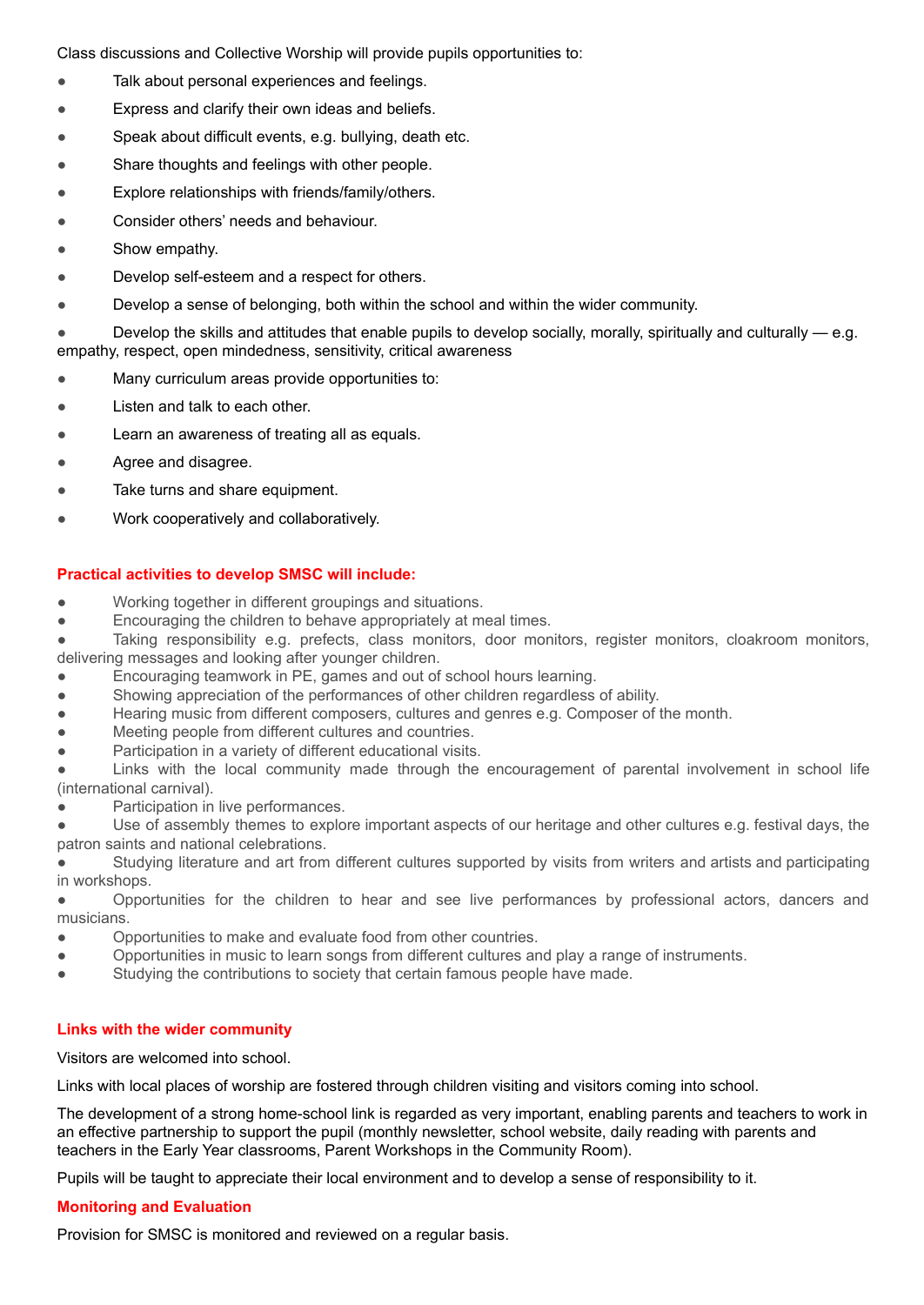Class discussions and Collective Worship will provide pupils opportunities to:

- Talk about personal experiences and feelings.
- Express and clarify their own ideas and beliefs.
- Speak about difficult events, e.g. bullying, death etc.
- Share thoughts and feelings with other people.
- Explore relationships with friends/family/others.
- Consider others' needs and behaviour.
- Show empathy.
- Develop self-esteem and a respect for others.
- Develop a sense of belonging, both within the school and within the wider community.
- Develop the skills and attitudes that enable pupils to develop socially, morally, spiritually and culturally — e.g. empathy, respect, open mindedness, sensitivity, critical awareness
- Many curriculum areas provide opportunities to:
- Listen and talk to each other.
- Learn an awareness of treating all as equals.
- Agree and disagree.
- Take turns and share equipment.
- Work cooperatively and collaboratively.

**Practical activities to develop SMSC will include:**

- Working together in different groupings and situations.
- Encouraging the children to behave appropriately at meal times.
- Taking responsibility e.g. prefects, class monitors, door monitors, register monitors, cloakroom monitors, delivering messages and looking after younger children.
- Encouraging teamwork in PE, games and out of school hours learning.
- Showing appreciation of the performances of other children regardless of ability.
- Hearing music from different composers, cultures and genres e.g. Composer of the month.
- Meeting people from different cultures and countries.
- Participation in a variety of different educational visits.
- Links with the local community made through the encouragement of parental involvement in school life (international carnival).
- Participation in live performances.
- Use of assembly themes to explore important aspects of our heritage and other cultures e.g. festival days, the patron saints and national celebrations.
- Studying literature and art from different cultures supported by visits from writers and artists and participating in workshops.
- Opportunities for the children to hear and see live performances by professional actors, dancers and musicians.
- Opportunities to make and evaluate food from other countries.
- Opportunities in music to learn songs from different cultures and play a range of instruments.
- Studying the contributions to society that certain famous people have made.

**Links with the wider community**

Visitors are welcomed into school.

Links with local places of worship are fostered through children visiting and visitors coming into school.

The development of a strong home-school link is regarded as very important, enabling parents and teachers to work in an effective partnership to support the pupil (monthly newsletter, school website, daily reading with parents and teachers in the Early Year classrooms, Parent Workshops in the Community Room).

Pupils will be taught to appreciate their local environment and to develop a sense of responsibility to it.

**Monitoring and Evaluation**

Provision for SMSC is monitored and reviewed on a regular basis.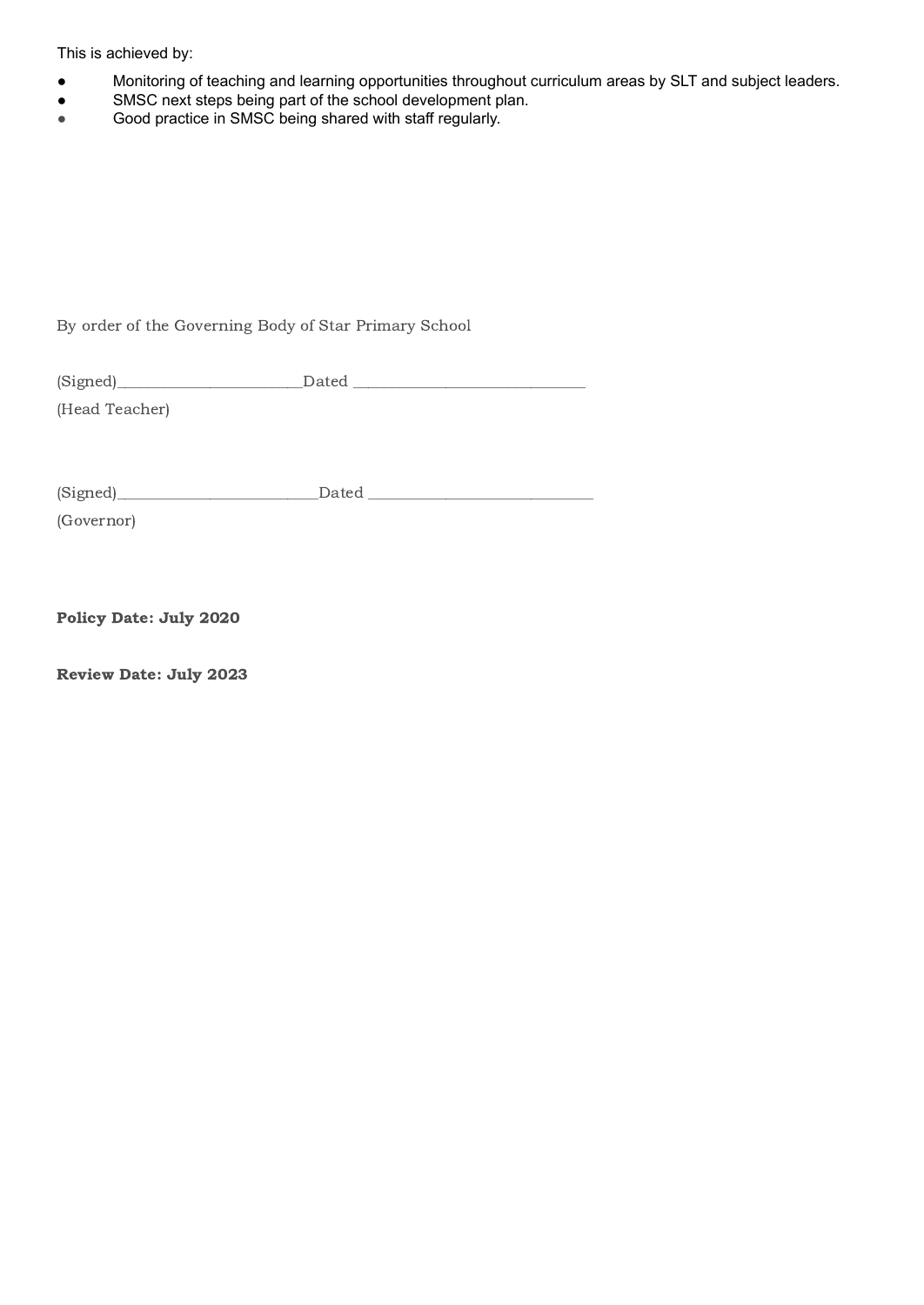This is achieved by:

- Monitoring of teaching and learning opportunities throughout curriculum areas by SLT and subject leaders.
- SMSC next steps being part of the school development plan.
- Good practice in SMSC being shared with staff regularly.

By order of the Governing Body of Star Primary School

(Signed)______________________Dated ____________________________

(Head Teacher)

(Signed)________________________Dated ___________________________

(Governor)

**Policy Date: July 2020**

**Review Date: July 2023**